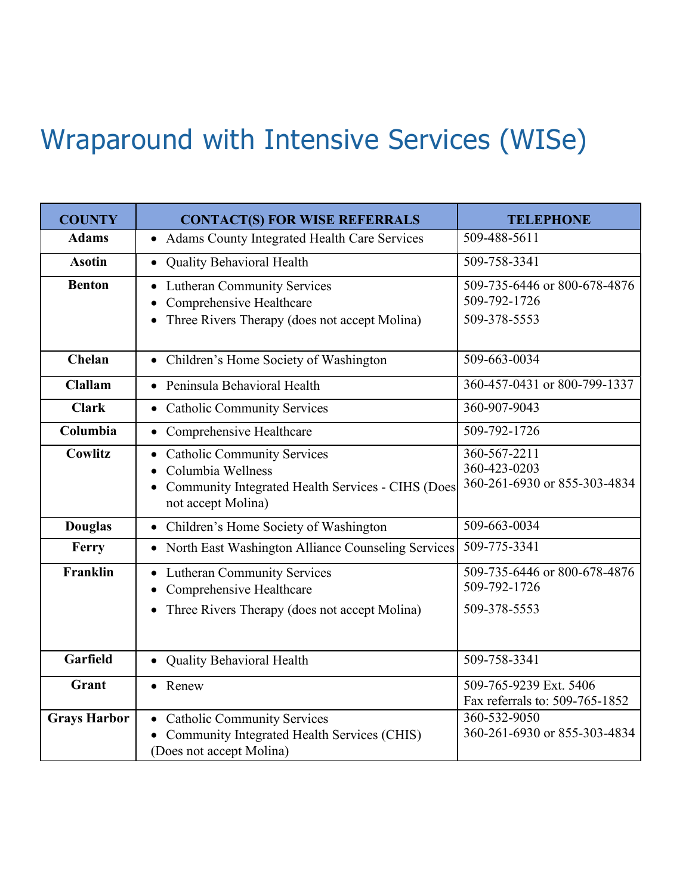# Wraparound with Intensive Services (WISe)

| COUNTY | CONTACT(S) FOR WISE REFERRALS | TELEPHONE |
|---|---|---|
| **Adams** | • Adams County Integrated Health Care Services | 509-488-5611 |
| **Asotin** | • Quality Behavioral Health | 509-758-3341 |
| **Benton** | • Lutheran Community Services<br>• Comprehensive Healthcare<br>• Three Rivers Therapy (does not accept Molina) | 509-735-6446 or 800-678-4876<br>509-792-1726<br>509-378-5553 |
| **Chelan** | • Children's Home Society of Washington | 509-663-0034 |
| **Clallam** | • Peninsula Behavioral Health | 360-457-0431 or 800-799-1337 |
| **Clark** | • Catholic Community Services | 360-907-9043 |
| **Columbia** | • Comprehensive Healthcare | 509-792-1726 |
| **Cowlitz** | • Catholic Community Services<br>• Columbia Wellness<br>• Community Integrated Health Services - CIHS (Does not accept Molina) | 360-567-2211<br>360-423-0203<br>360-261-6930 or 855-303-4834 |
| **Douglas** | • Children's Home Society of Washington | 509-663-0034 |
| **Ferry** | • North East Washington Alliance Counseling Services | 509-775-3341 |
| **Franklin** | • Lutheran Community Services<br>• Comprehensive Healthcare<br>• Three Rivers Therapy (does not accept Molina) | 509-735-6446 or 800-678-4876<br>509-792-1726<br>509-378-5553 |
| **Garfield** | • Quality Behavioral Health | 509-758-3341 |
| **Grant** | • Renew | 509-765-9239 Ext. 5406<br>Fax referrals to: 509-765-1852 |
| **Grays Harbor** | • Catholic Community Services<br>• Community Integrated Health Services (CHIS) (Does not accept Molina) | 360-532-9050<br>360-261-6930 or 855-303-4834 |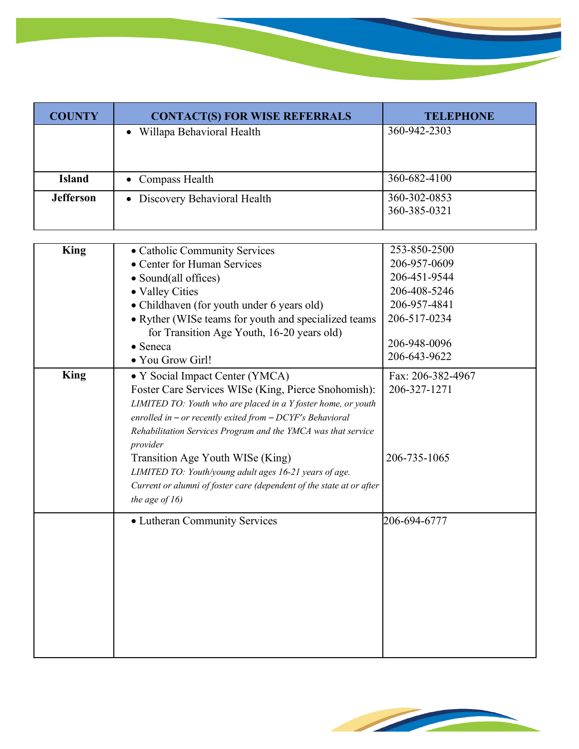| COUNTY | CONTACT(S) FOR WISE REFERRALS | TELEPHONE |
|---|---|---|
| | • Willapa Behavioral Health | 360-942-2303 |
| **Island** | • Compass Health | 360-682-4100 |
| **Jefferson** | • Discovery Behavioral Health | 360-302-0853<br>360-385-0321 |
| **King** | • Catholic Community Services<br>• Center for Human Services<br>• Sound(all offices)<br>• Valley Cities<br>• Childhaven (for youth under 6 years old)<br>• Ryther (WISe teams for youth and specialized teams for Transition Age Youth, 16-20 years old)<br>• Seneca<br>• You Grow Girl! | 253-850-2500<br>206-957-0609<br>206-451-9544<br>206-408-5246<br>206-957-4841<br>206-517-0234<br><br>206-948-0096<br>206-643-9622 |
| **King** | • Y Social Impact Center (YMCA)<br>Foster Care Services WISe (King, Pierce Snohomish):<br>*LIMITED TO: Youth who are placed in a Y foster home, or youth enrolled in – or recently exited from – DCYF's Behavioral Rehabilitation Services Program and the YMCA was that service provider*<br>Transition Age Youth WISe (King)<br>*LIMITED TO: Youth/young adult ages 16-21 years of age. Current or alumni of foster care (dependent of the state at or after the age of 16)* | Fax: 206-382-4967<br>206-327-1271<br><br><br><br>206-735-1065 |
| | • Lutheran Community Services | 206-694-6777 |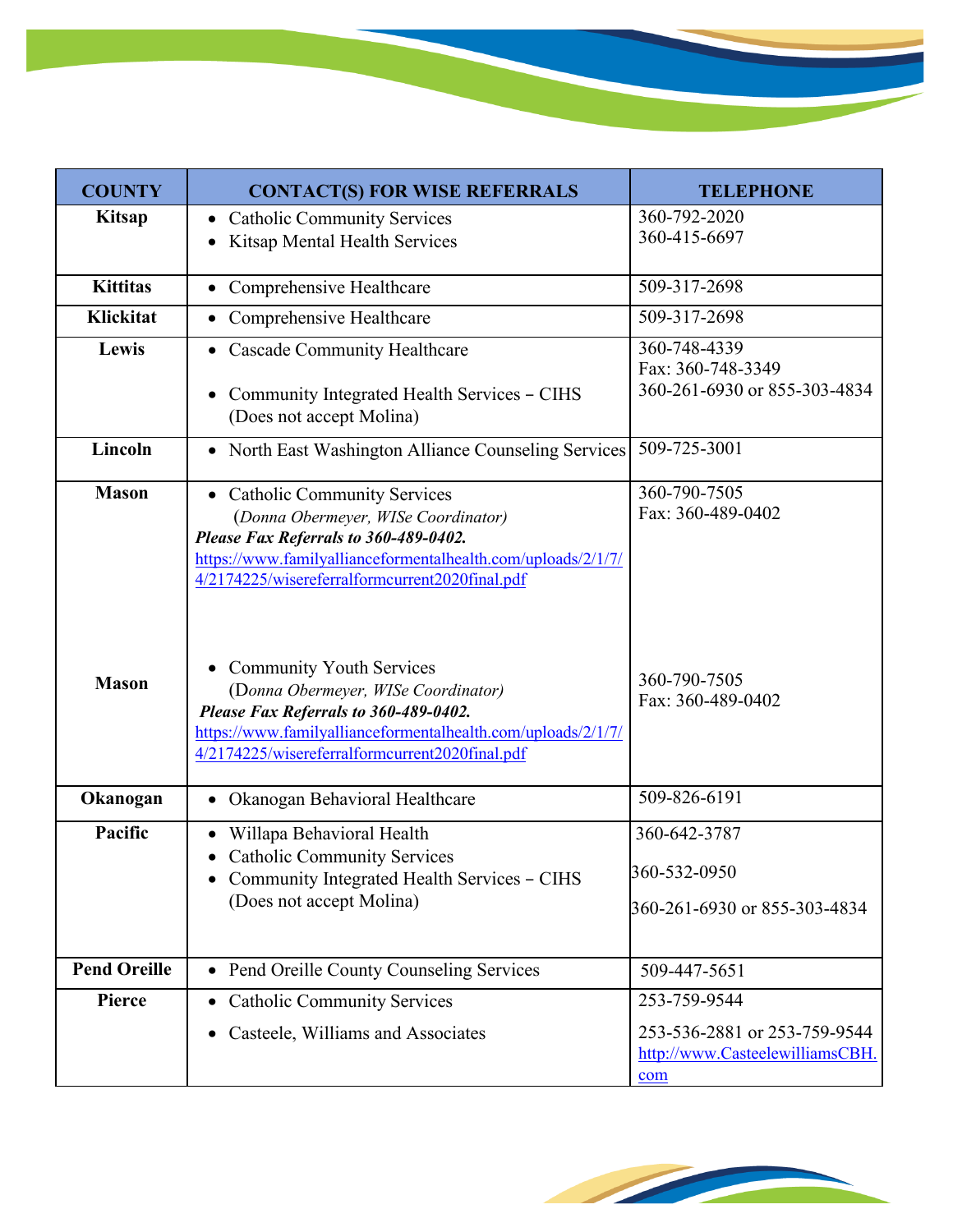| COUNTY | CONTACT(S) FOR WISE REFERRALS | TELEPHONE |
|---|---|---|
| **Kitsap** | • Catholic Community Services<br>• Kitsap Mental Health Services | 360-792-2020<br>360-415-6697 |
| **Kittitas** | • Comprehensive Healthcare | 509-317-2698 |
| **Klickitat** | • Comprehensive Healthcare | 509-317-2698 |
| **Lewis** | • Cascade Community Healthcare<br>• Community Integrated Health Services – CIHS (Does not accept Molina) | 360-748-4339<br>Fax: 360-748-3349<br>360-261-6930 or 855-303-4834 |
| **Lincoln** | • North East Washington Alliance Counseling Services | 509-725-3001 |
| **Mason** | • Catholic Community Services<br>(*Donna Obermeyer, WISe Coordinator)*<br>***Please Fax Referrals to 360-489-0402.***<br>https://www.familyallianceformentalhealth.com/uploads/2/1/7/4/2174225/wisereferralformcurrent2020final.pdf | 360-790-7505<br>Fax: 360-489-0402 |
| **Mason** | • Community Youth Services<br>(D*onna Obermeyer, WISe Coordinator)*<br>***Please Fax Referrals to 360-489-0402.***<br>https://www.familyallianceformentalhealth.com/uploads/2/1/7/4/2174225/wisereferralformcurrent2020final.pdf | 360-790-7505<br>Fax: 360-489-0402 |
| **Okanogan** | • Okanogan Behavioral Healthcare | 509-826-6191 |
| **Pacific** | • Willapa Behavioral Health<br>• Catholic Community Services<br>• Community Integrated Health Services – CIHS (Does not accept Molina) | 360-642-3787<br>360-532-0950<br>360-261-6930 or 855-303-4834 |
| **Pend Oreille** | • Pend Oreille County Counseling Services | 509-447-5651 |
| **Pierce** | • Catholic Community Services<br>• Casteele, Williams and Associates | 253-759-9544<br>253-536-2881 or 253-759-9544<br>http://www.CasteelewilliamsCBH.com |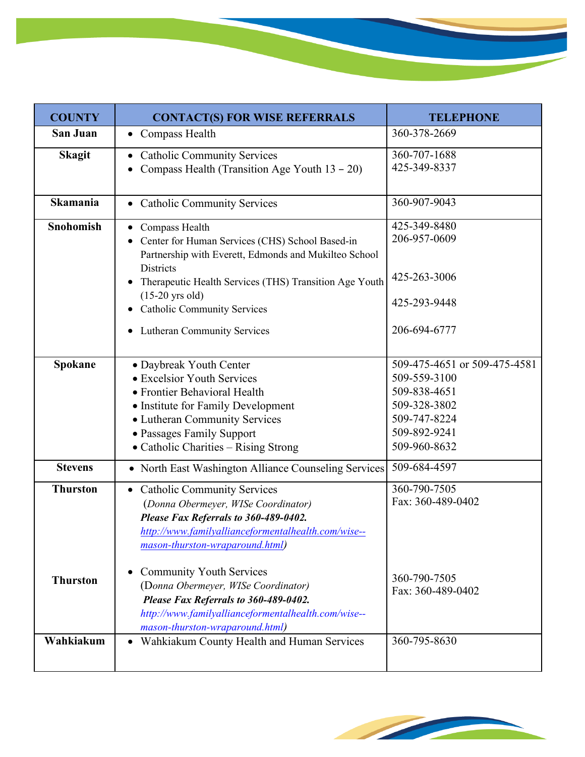| COUNTY | CONTACT(S) FOR WISE REFERRALS | TELEPHONE |
|---|---|---|
| **San Juan** | • Compass Health | 360-378-2669 |
| **Skagit** | • Catholic Community Services<br>• Compass Health (Transition Age Youth 13 – 20) | 360-707-1688<br>425-349-8337 |
| **Skamania** | • Catholic Community Services | 360-907-9043 |
| **Snohomish** | • Compass Health<br>• Center for Human Services (CHS) School Based-in Partnership with Everett, Edmonds and Mukilteo School Districts<br>• Therapeutic Health Services (THS) Transition Age Youth (15-20 yrs old)<br>• Catholic Community Services<br>• Lutheran Community Services | 425-349-8480<br>206-957-0609<br>425-263-3006<br>425-293-9448<br>206-694-6777 |
| **Spokane** | • Daybreak Youth Center<br>• Excelsior Youth Services<br>• Frontier Behavioral Health<br>• Institute for Family Development<br>• Lutheran Community Services<br>• Passages Family Support<br>• Catholic Charities – Rising Strong | 509-475-4651 or 509-475-4581<br>509-559-3100<br>509-838-4651<br>509-328-3802<br>509-747-8224<br>509-892-9241<br>509-960-8632 |
| **Stevens** | • North East Washington Alliance Counseling Services | 509-684-4597 |
| **Thurston** | • Catholic Community Services<br>(*Donna Obermeyer, WISe Coordinator)*<br>***Please Fax Referrals to 360-489-0402.***<br>*http://www.familyallianceformentalhealth.com/wise--mason-thurston-wraparound.html)* | 360-790-7505<br>Fax: 360-489-0402 |
| **Thurston** | • Community Youth Services<br>(D*onna Obermeyer, WISe Coordinator)*<br>***Please Fax Referrals to 360-489-0402.***<br>*http://www.familyallianceformentalhealth.com/wise--mason-thurston-wraparound.html)* | 360-790-7505<br>Fax: 360-489-0402 |
| **Wahkiakum** | • Wahkiakum County Health and Human Services | 360-795-8630 |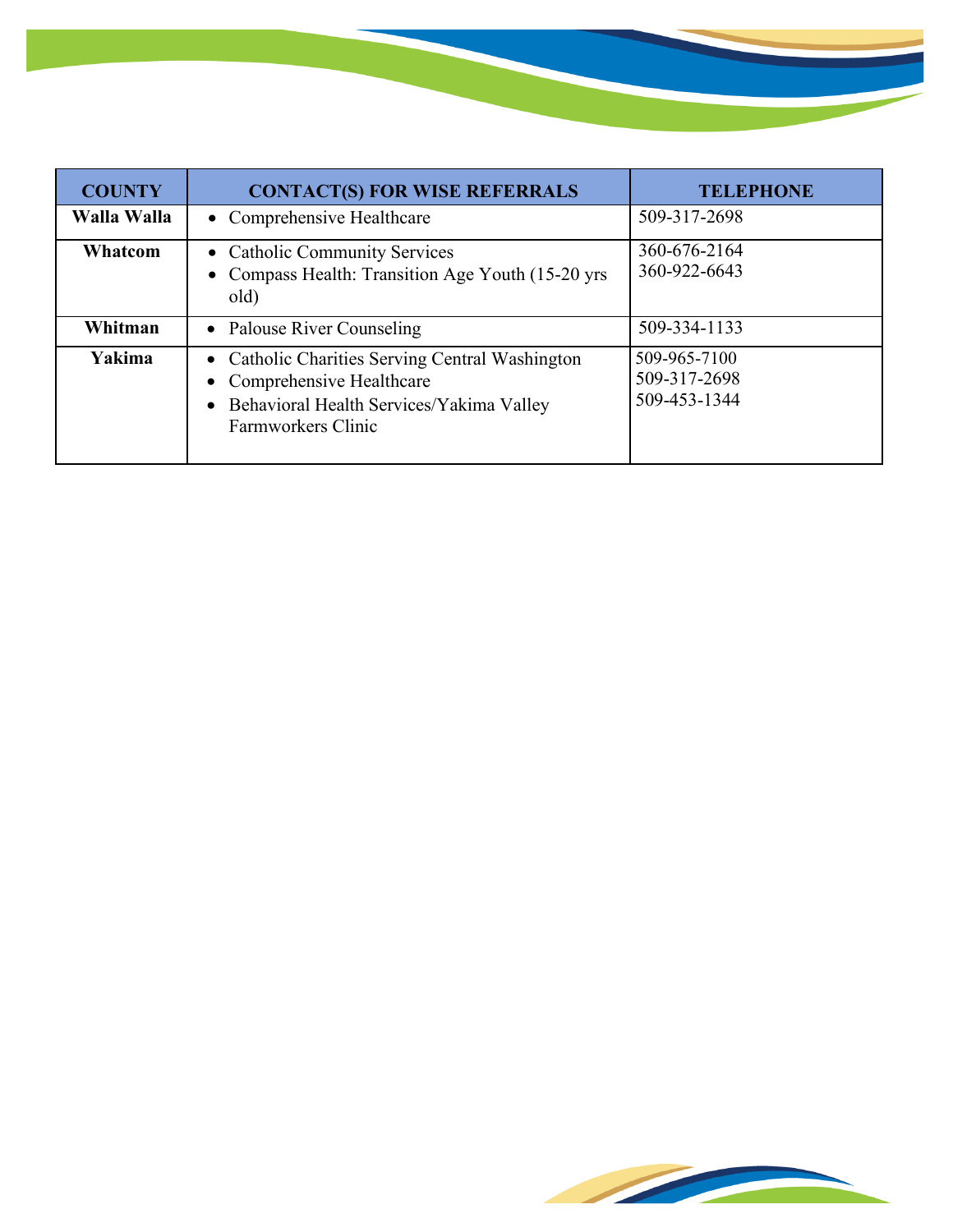| COUNTY | CONTACT(S) FOR WISE REFERRALS | TELEPHONE |
|---|---|---|
| **Walla Walla** | • Comprehensive Healthcare | 509-317-2698 |
| **Whatcom** | • Catholic Community Services<br>• Compass Health: Transition Age Youth (15-20 yrs old) | 360-676-2164<br>360-922-6643 |
| **Whitman** | • Palouse River Counseling | 509-334-1133 |
| **Yakima** | • Catholic Charities Serving Central Washington<br>• Comprehensive Healthcare<br>• Behavioral Health Services/Yakima Valley Farmworkers Clinic | 509-965-7100<br>509-317-2698<br>509-453-1344 |